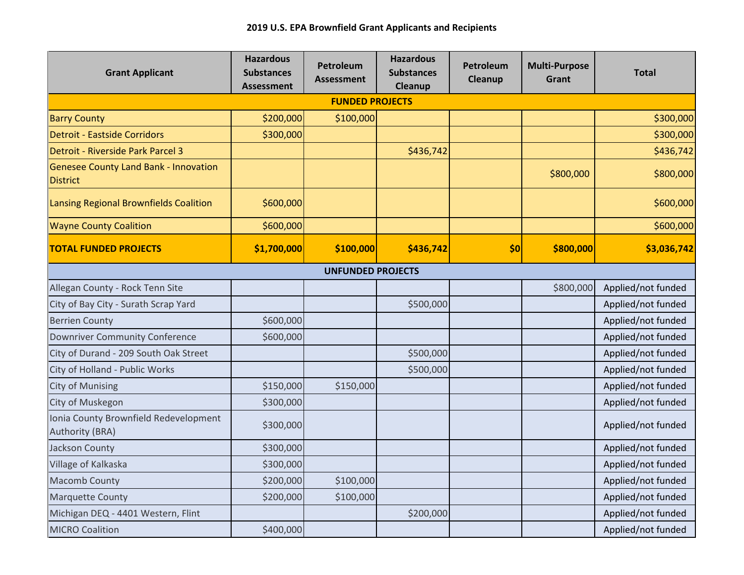# 2019 U.S. EPA Brownfield Grant Applicants and Recipients

| Grant Applicant | Hazardous Substances Assessment | Petroleum Assessment | Hazardous Substances Cleanup | Petroleum Cleanup | Multi-Purpose Grant | Total |
|---|---|---|---|---|---|---|
| **FUNDED PROJECTS** | | | | | | |
| Barry County | $200,000 | $100,000 | | | | $300,000 |
| Detroit - Eastside Corridors | $300,000 | | | | | $300,000 |
| Detroit - Riverside Park Parcel 3 | | | $436,742 | | | $436,742 |
| Genesee County Land Bank - Innovation District | | | | | $800,000 | $800,000 |
| Lansing Regional Brownfields Coalition | $600,000 | | | | | $600,000 |
| Wayne County Coalition | $600,000 | | | | | $600,000 |
| **TOTAL FUNDED PROJECTS** | **$1,700,000** | **$100,000** | **$436,742** | **$0** | **$800,000** | **$3,036,742** |
| **UNFUNDED PROJECTS** | | | | | | |
| Allegan County - Rock Tenn Site | | | | | $800,000 | Applied/not funded |
| City of Bay City - Surath Scrap Yard | | | $500,000 | | | Applied/not funded |
| Berrien County | $600,000 | | | | | Applied/not funded |
| Downriver Community Conference | $600,000 | | | | | Applied/not funded |
| City of Durand - 209 South Oak Street | | | $500,000 | | | Applied/not funded |
| City of Holland - Public Works | | | $500,000 | | | Applied/not funded |
| City of Munising | $150,000 | $150,000 | | | | Applied/not funded |
| City of Muskegon | $300,000 | | | | | Applied/not funded |
| Ionia County Brownfield Redevelopment Authority (BRA) | $300,000 | | | | | Applied/not funded |
| Jackson County | $300,000 | | | | | Applied/not funded |
| Village of Kalkaska | $300,000 | | | | | Applied/not funded |
| Macomb County | $200,000 | $100,000 | | | | Applied/not funded |
| Marquette County | $200,000 | $100,000 | | | | Applied/not funded |
| Michigan DEQ - 4401 Western, Flint | | | $200,000 | | | Applied/not funded |
| MICRO Coalition | $400,000 | | | | | Applied/not funded |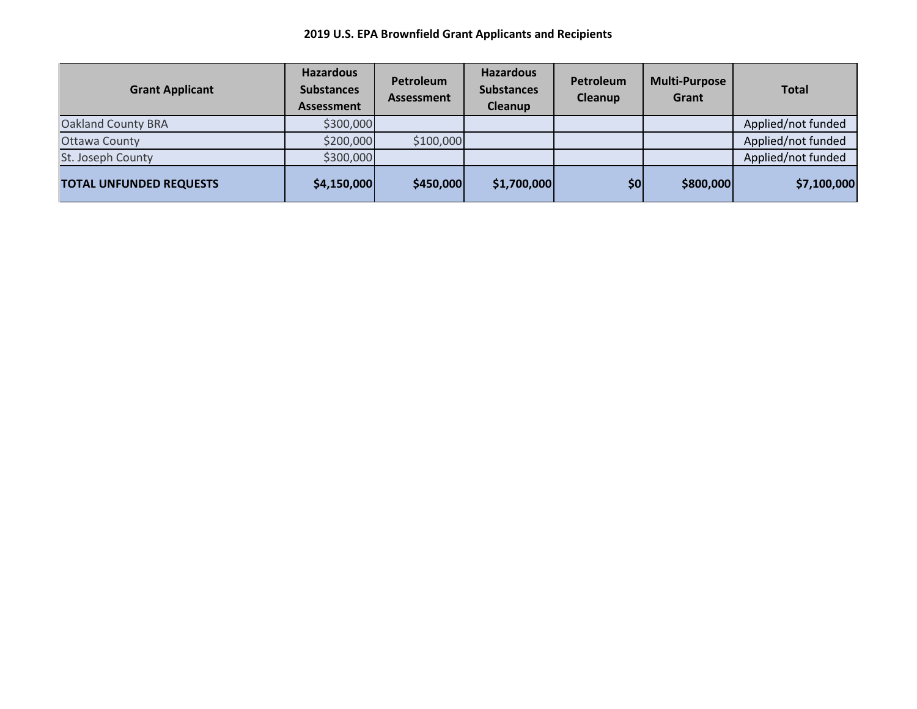**2019 U.S. EPA Brownfield Grant Applicants and Recipients**

| Grant Applicant | Hazardous Substances Assessment | Petroleum Assessment | Hazardous Substances Cleanup | Petroleum Cleanup | Multi-Purpose Grant | Total |
|---|---|---|---|---|---|---|
| Oakland County BRA | $300,000 | | | | | Applied/not funded |
| Ottawa County | $200,000 | $100,000 | | | | Applied/not funded |
| St. Joseph County | $300,000 | | | | | Applied/not funded |
| **TOTAL UNFUNDED REQUESTS** | **$4,150,000** | **$450,000** | **$1,700,000** | **$0** | **$800,000** | **$7,100,000** |